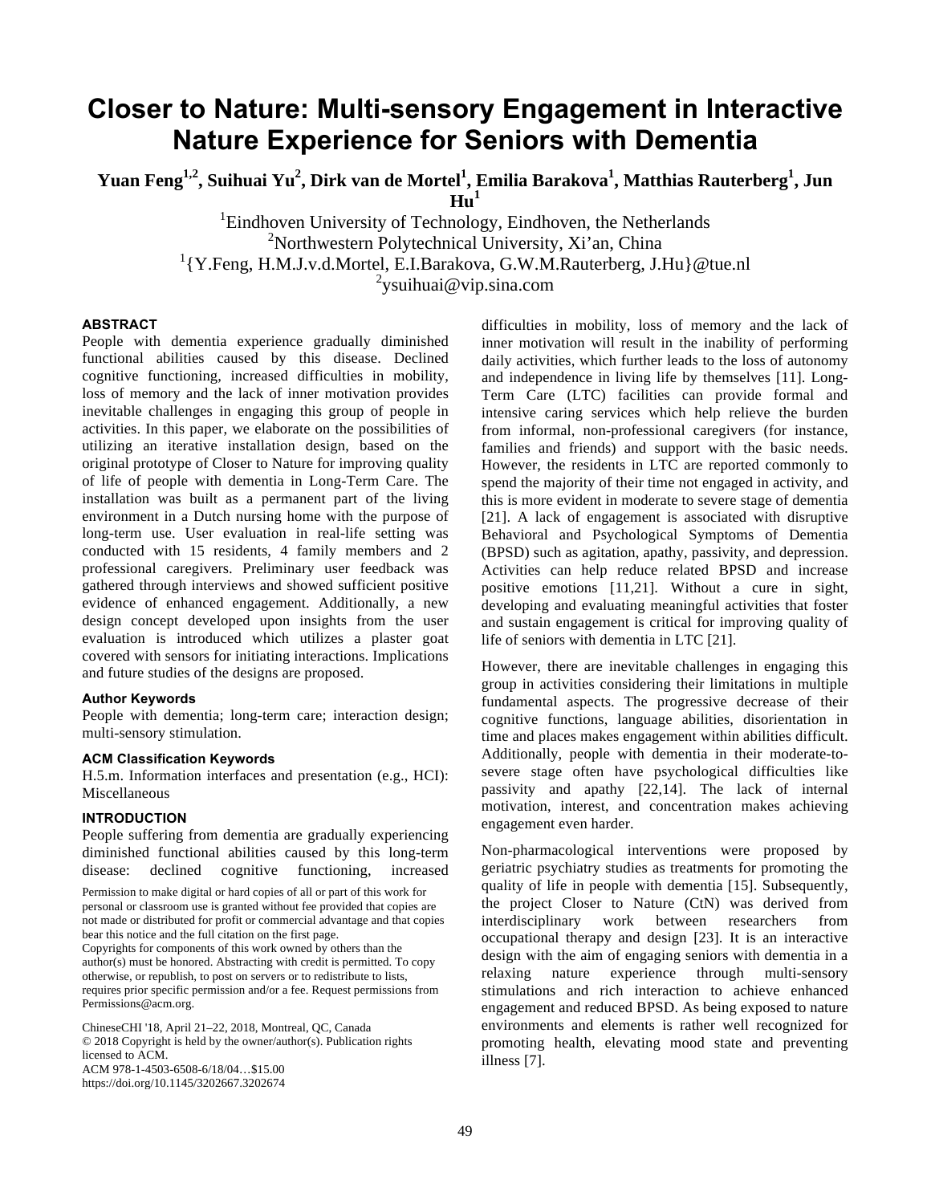# Closer to Nature: Multi-sensory Engagement in Interactive Nature Experience for Seniors with Dementia

**Yuan Feng[1,2], Suihuai Yu[2], Dirk van de Mortel[1], Emilia Barakova[1], Matthias Rauterberg[1], Jun Hu[1]**

[1]Eindhoven University of Technology, Eindhoven, the Netherlands
[2]Northwestern Polytechnical University, Xi'an, China
[1]{Y.Feng, H.M.J.v.d.Mortel, E.I.Barakova, G.W.M.Rauterberg, J.Hu}@tue.nl
[2]ysuihuai@vip.sina.com

## ABSTRACT

People with dementia experience gradually diminished functional abilities caused by this disease. Declined cognitive functioning, increased difficulties in mobility, loss of memory and the lack of inner motivation provides inevitable challenges in engaging this group of people in activities. In this paper, we elaborate on the possibilities of utilizing an iterative installation design, based on the original prototype of Closer to Nature for improving quality of life of people with dementia in Long-Term Care. The installation was built as a permanent part of the living environment in a Dutch nursing home with the purpose of long-term use. User evaluation in real-life setting was conducted with 15 residents, 4 family members and 2 professional caregivers. Preliminary user feedback was gathered through interviews and showed sufficient positive evidence of enhanced engagement. Additionally, a new design concept developed upon insights from the user evaluation is introduced which utilizes a plaster goat covered with sensors for initiating interactions. Implications and future studies of the designs are proposed.

### Author Keywords

People with dementia; long-term care; interaction design; multi-sensory stimulation.

### ACM Classification Keywords

H.5.m. Information interfaces and presentation (e.g., HCI): Miscellaneous

## INTRODUCTION

People suffering from dementia are gradually experiencing diminished functional abilities caused by this long-term disease: declined cognitive functioning, increased difficulties in mobility, loss of memory and the lack of inner motivation will result in the inability of performing daily activities, which further leads to the loss of autonomy and independence in living life by themselves [11]. Long-Term Care (LTC) facilities can provide formal and intensive caring services which help relieve the burden from informal, non-professional caregivers (for instance, families and friends) and support with the basic needs. However, the residents in LTC are reported commonly to spend the majority of their time not engaged in activity, and this is more evident in moderate to severe stage of dementia [21]. A lack of engagement is associated with disruptive Behavioral and Psychological Symptoms of Dementia (BPSD) such as agitation, apathy, passivity, and depression. Activities can help reduce related BPSD and increase positive emotions [11,21]. Without a cure in sight, developing and evaluating meaningful activities that foster and sustain engagement is critical for improving quality of life of seniors with dementia in LTC [21].

However, there are inevitable challenges in engaging this group in activities considering their limitations in multiple fundamental aspects. The progressive decrease of their cognitive functions, language abilities, disorientation in time and places makes engagement within abilities difficult. Additionally, people with dementia in their moderate-to-severe stage often have psychological difficulties like passivity and apathy [22,14]. The lack of internal motivation, interest, and concentration makes achieving engagement even harder.

Non-pharmacological interventions were proposed by geriatric psychiatry studies as treatments for promoting the quality of life in people with dementia [15]. Subsequently, the project Closer to Nature (CtN) was derived from interdisciplinary work between researchers from occupational therapy and design [23]. It is an interactive design with the aim of engaging seniors with dementia in a relaxing nature experience through multi-sensory stimulations and rich interaction to achieve enhanced engagement and reduced BPSD. As being exposed to nature environments and elements is rather well recognized for promoting health, elevating mood state and preventing illness [7].

Permission to make digital or hard copies of all or part of this work for personal or classroom use is granted without fee provided that copies are not made or distributed for profit or commercial advantage and that copies bear this notice and the full citation on the first page.
Copyrights for components of this work owned by others than the author(s) must be honored. Abstracting with credit is permitted. To copy otherwise, or republish, to post on servers or to redistribute to lists, requires prior specific permission and/or a fee. Request permissions from Permissions@acm.org.

ChineseCHI '18, April 21–22, 2018, Montreal, QC, Canada
© 2018 Copyright is held by the owner/author(s). Publication rights licensed to ACM.
ACM 978-1-4503-6508-6/18/04…$15.00
https://doi.org/10.1145/3202667.3202674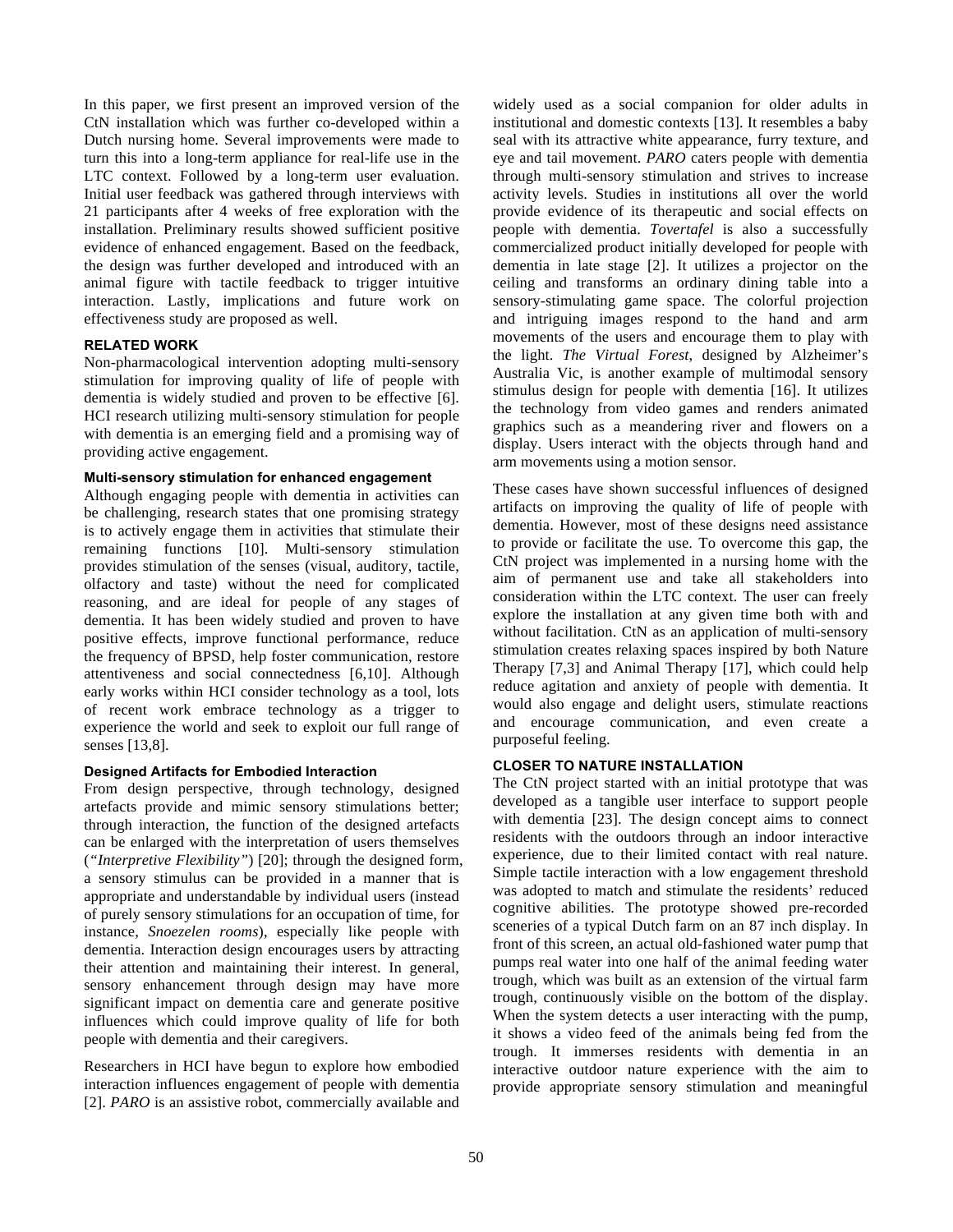In this paper, we first present an improved version of the CtN installation which was further co-developed within a Dutch nursing home. Several improvements were made to turn this into a long-term appliance for real-life use in the LTC context. Followed by a long-term user evaluation. Initial user feedback was gathered through interviews with 21 participants after 4 weeks of free exploration with the installation. Preliminary results showed sufficient positive evidence of enhanced engagement. Based on the feedback, the design was further developed and introduced with an animal figure with tactile feedback to trigger intuitive interaction. Lastly, implications and future work on effectiveness study are proposed as well.

## RELATED WORK

Non-pharmacological intervention adopting multi-sensory stimulation for improving quality of life of people with dementia is widely studied and proven to be effective [6]. HCI research utilizing multi-sensory stimulation for people with dementia is an emerging field and a promising way of providing active engagement.

### Multi-sensory stimulation for enhanced engagement

Although engaging people with dementia in activities can be challenging, research states that one promising strategy is to actively engage them in activities that stimulate their remaining functions [10]. Multi-sensory stimulation provides stimulation of the senses (visual, auditory, tactile, olfactory and taste) without the need for complicated reasoning, and are ideal for people of any stages of dementia. It has been widely studied and proven to have positive effects, improve functional performance, reduce the frequency of BPSD, help foster communication, restore attentiveness and social connectedness [6,10]. Although early works within HCI consider technology as a tool, lots of recent work embrace technology as a trigger to experience the world and seek to exploit our full range of senses [13,8].

### Designed Artifacts for Embodied Interaction

From design perspective, through technology, designed artefacts provide and mimic sensory stimulations better; through interaction, the function of the designed artefacts can be enlarged with the interpretation of users themselves (*"Interpretive Flexibility"*) [20]; through the designed form, a sensory stimulus can be provided in a manner that is appropriate and understandable by individual users (instead of purely sensory stimulations for an occupation of time, for instance, *Snoezelen rooms*), especially like people with dementia. Interaction design encourages users by attracting their attention and maintaining their interest. In general, sensory enhancement through design may have more significant impact on dementia care and generate positive influences which could improve quality of life for both people with dementia and their caregivers.

Researchers in HCI have begun to explore how embodied interaction influences engagement of people with dementia [2]. *PARO* is an assistive robot, commercially available and widely used as a social companion for older adults in institutional and domestic contexts [13]. It resembles a baby seal with its attractive white appearance, furry texture, and eye and tail movement. *PARO* caters people with dementia through multi-sensory stimulation and strives to increase activity levels. Studies in institutions all over the world provide evidence of its therapeutic and social effects on people with dementia. *Tovertafel* is also a successfully commercialized product initially developed for people with dementia in late stage [2]. It utilizes a projector on the ceiling and transforms an ordinary dining table into a sensory-stimulating game space. The colorful projection and intriguing images respond to the hand and arm movements of the users and encourage them to play with the light. *The Virtual Forest*, designed by Alzheimer's Australia Vic, is another example of multimodal sensory stimulus design for people with dementia [16]. It utilizes the technology from video games and renders animated graphics such as a meandering river and flowers on a display. Users interact with the objects through hand and arm movements using a motion sensor.

These cases have shown successful influences of designed artifacts on improving the quality of life of people with dementia. However, most of these designs need assistance to provide or facilitate the use. To overcome this gap, the CtN project was implemented in a nursing home with the aim of permanent use and take all stakeholders into consideration within the LTC context. The user can freely explore the installation at any given time both with and without facilitation. CtN as an application of multi-sensory stimulation creates relaxing spaces inspired by both Nature Therapy [7,3] and Animal Therapy [17], which could help reduce agitation and anxiety of people with dementia. It would also engage and delight users, stimulate reactions and encourage communication, and even create a purposeful feeling.

## CLOSER TO NATURE INSTALLATION

The CtN project started with an initial prototype that was developed as a tangible user interface to support people with dementia [23]. The design concept aims to connect residents with the outdoors through an indoor interactive experience, due to their limited contact with real nature. Simple tactile interaction with a low engagement threshold was adopted to match and stimulate the residents' reduced cognitive abilities. The prototype showed pre-recorded sceneries of a typical Dutch farm on an 87 inch display. In front of this screen, an actual old-fashioned water pump that pumps real water into one half of the animal feeding water trough, which was built as an extension of the virtual farm trough, continuously visible on the bottom of the display. When the system detects a user interacting with the pump, it shows a video feed of the animals being fed from the trough. It immerses residents with dementia in an interactive outdoor nature experience with the aim to provide appropriate sensory stimulation and meaningful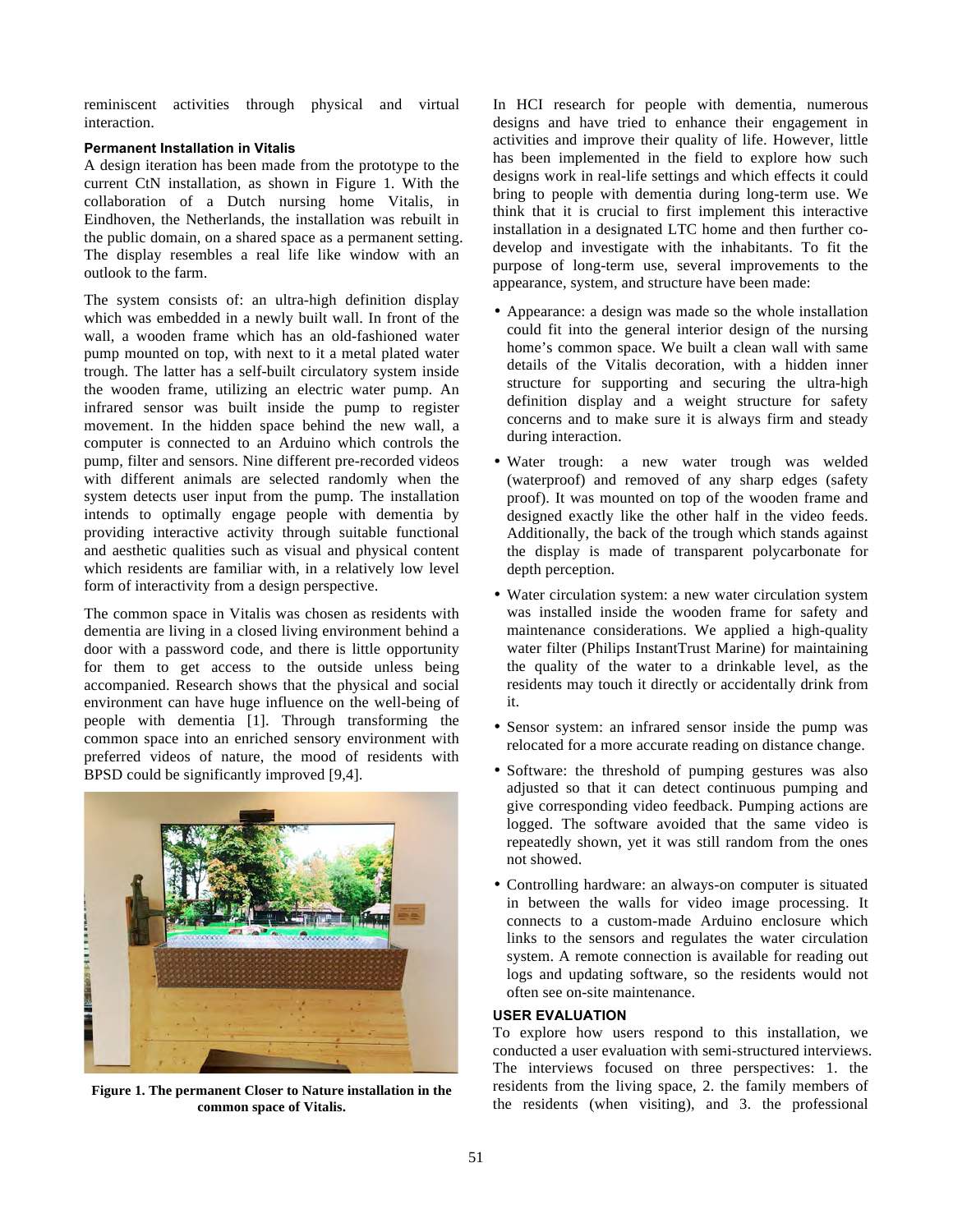reminiscent activities through physical and virtual interaction.

### Permanent Installation in Vitalis

A design iteration has been made from the prototype to the current CtN installation, as shown in Figure 1. With the collaboration of a Dutch nursing home Vitalis, in Eindhoven, the Netherlands, the installation was rebuilt in the public domain, on a shared space as a permanent setting. The display resembles a real life like window with an outlook to the farm.

The system consists of: an ultra-high definition display which was embedded in a newly built wall. In front of the wall, a wooden frame which has an old-fashioned water pump mounted on top, with next to it a metal plated water trough. The latter has a self-built circulatory system inside the wooden frame, utilizing an electric water pump. An infrared sensor was built inside the pump to register movement. In the hidden space behind the new wall, a computer is connected to an Arduino which controls the pump, filter and sensors. Nine different pre-recorded videos with different animals are selected randomly when the system detects user input from the pump. The installation intends to optimally engage people with dementia by providing interactive activity through suitable functional and aesthetic qualities such as visual and physical content which residents are familiar with, in a relatively low level form of interactivity from a design perspective.

The common space in Vitalis was chosen as residents with dementia are living in a closed living environment behind a door with a password code, and there is little opportunity for them to get access to the outside unless being accompanied. Research shows that the physical and social environment can have huge influence on the well-being of people with dementia [1]. Through transforming the common space into an enriched sensory environment with preferred videos of nature, the mood of residents with BPSD could be significantly improved [9,4].

**Figure 1. The permanent Closer to Nature installation in the common space of Vitalis.**

In HCI research for people with dementia, numerous designs and have tried to enhance their engagement in activities and improve their quality of life. However, little has been implemented in the field to explore how such designs work in real-life settings and which effects it could bring to people with dementia during long-term use. We think that it is crucial to first implement this interactive installation in a designated LTC home and then further co-develop and investigate with the inhabitants. To fit the purpose of long-term use, several improvements to the appearance, system, and structure have been made:

- Appearance: a design was made so the whole installation could fit into the general interior design of the nursing home's common space. We built a clean wall with same details of the Vitalis decoration, with a hidden inner structure for supporting and securing the ultra-high definition display and a weight structure for safety concerns and to make sure it is always firm and steady during interaction.
- Water trough: a new water trough was welded (waterproof) and removed of any sharp edges (safety proof). It was mounted on top of the wooden frame and designed exactly like the other half in the video feeds. Additionally, the back of the trough which stands against the display is made of transparent polycarbonate for depth perception.
- Water circulation system: a new water circulation system was installed inside the wooden frame for safety and maintenance considerations. We applied a high-quality water filter (Philips InstantTrust Marine) for maintaining the quality of the water to a drinkable level, as the residents may touch it directly or accidentally drink from it.
- Sensor system: an infrared sensor inside the pump was relocated for a more accurate reading on distance change.
- Software: the threshold of pumping gestures was also adjusted so that it can detect continuous pumping and give corresponding video feedback. Pumping actions are logged. The software avoided that the same video is repeatedly shown, yet it was still random from the ones not showed.
- Controlling hardware: an always-on computer is situated in between the walls for video image processing. It connects to a custom-made Arduino enclosure which links to the sensors and regulates the water circulation system. A remote connection is available for reading out logs and updating software, so the residents would not often see on-site maintenance.

## USER EVALUATION

To explore how users respond to this installation, we conducted a user evaluation with semi-structured interviews. The interviews focused on three perspectives: 1. the residents from the living space, 2. the family members of the residents (when visiting), and 3. the professional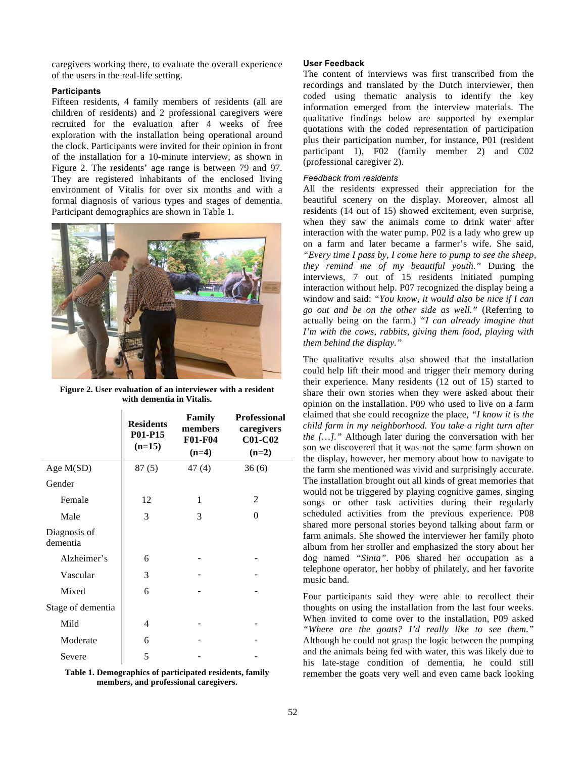caregivers working there, to evaluate the overall experience of the users in the real-life setting.

### Participants

Fifteen residents, 4 family members of residents (all are children of residents) and 2 professional caregivers were recruited for the evaluation after 4 weeks of free exploration with the installation being operational around the clock. Participants were invited for their opinion in front of the installation for a 10-minute interview, as shown in Figure 2. The residents' age range is between 79 and 97. They are registered inhabitants of the enclosed living environment of Vitalis for over six months and with a formal diagnosis of various types and stages of dementia. Participant demographics are shown in Table 1.

**Figure 2. User evaluation of an interviewer with a resident with dementia in Vitalis.**

| | Residents P01-P15 (n=15) | Family members F01-F04 (n=4) | Professional caregivers C01-C02 (n=2) |
|---|---|---|---|
| Age M(SD) | 87 (5) | 47 (4) | 36 (6) |
| Gender | | | |
| Female | 12 | 1 | 2 |
| Male | 3 | 3 | 0 |
| Diagnosis of dementia | | | |
| Alzheimer's | 6 | - | - |
| Vascular | 3 | - | - |
| Mixed | 6 | - | - |
| Stage of dementia | | | |
| Mild | 4 | - | - |
| Moderate | 6 | - | - |
| Severe | 5 | - | - |

**Table 1. Demographics of participated residents, family members, and professional caregivers.**

### User Feedback

The content of interviews was first transcribed from the recordings and translated by the Dutch interviewer, then coded using thematic analysis to identify the key information emerged from the interview materials. The qualitative findings below are supported by exemplar quotations with the coded representation of participation plus their participation number, for instance, P01 (resident participant 1), F02 (family member 2) and C02 (professional caregiver 2).

#### *Feedback from residents*

All the residents expressed their appreciation for the beautiful scenery on the display. Moreover, almost all residents (14 out of 15) showed excitement, even surprise, when they saw the animals come to drink water after interaction with the water pump. P02 is a lady who grew up on a farm and later became a farmer's wife. She said, *"Every time I pass by, I come here to pump to see the sheep, they remind me of my beautiful youth."* During the interviews, 7 out of 15 residents initiated pumping interaction without help. P07 recognized the display being a window and said: *"You know, it would also be nice if I can go out and be on the other side as well."* (Referring to actually being on the farm.) *"I can already imagine that I'm with the cows, rabbits, giving them food, playing with them behind the display."*

The qualitative results also showed that the installation could help lift their mood and trigger their memory during their experience. Many residents (12 out of 15) started to share their own stories when they were asked about their opinion on the installation. P09 who used to live on a farm claimed that she could recognize the place, *"I know it is the child farm in my neighborhood. You take a right turn after the […]."* Although later during the conversation with her son we discovered that it was not the same farm shown on the display, however, her memory about how to navigate to the farm she mentioned was vivid and surprisingly accurate. The installation brought out all kinds of great memories that would not be triggered by playing cognitive games, singing songs or other task activities during their regularly scheduled activities from the previous experience. P08 shared more personal stories beyond talking about farm or farm animals. She showed the interviewer her family photo album from her stroller and emphasized the story about her dog named *"Sinta"*. P06 shared her occupation as a telephone operator, her hobby of philately, and her favorite music band.

Four participants said they were able to recollect their thoughts on using the installation from the last four weeks. When invited to come over to the installation, P09 asked *"Where are the goats? I'd really like to see them."* Although he could not grasp the logic between the pumping and the animals being fed with water, this was likely due to his late-stage condition of dementia, he could still remember the goats very well and even came back looking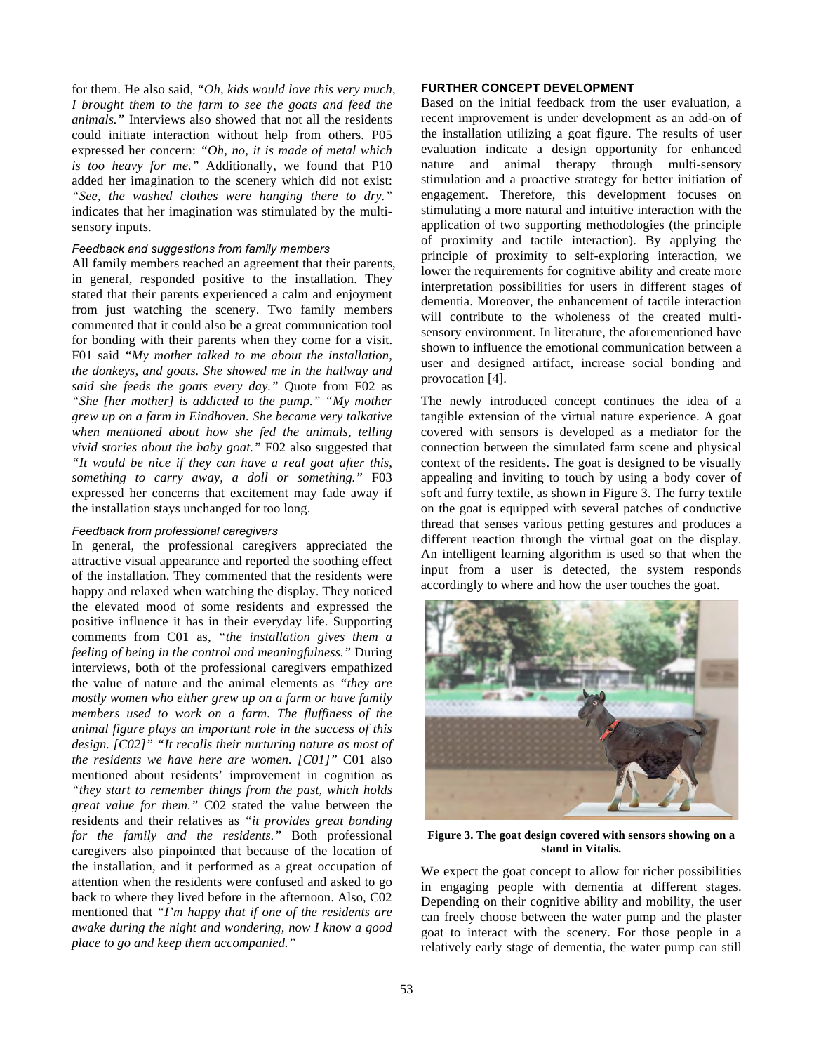for them. He also said, *"Oh, kids would love this very much, I brought them to the farm to see the goats and feed the animals."* Interviews also showed that not all the residents could initiate interaction without help from others. P05 expressed her concern: *"Oh, no, it is made of metal which is too heavy for me."* Additionally, we found that P10 added her imagination to the scenery which did not exist: *"See, the washed clothes were hanging there to dry."* indicates that her imagination was stimulated by the multi-sensory inputs.

#### *Feedback and suggestions from family members*

All family members reached an agreement that their parents, in general, responded positive to the installation. They stated that their parents experienced a calm and enjoyment from just watching the scenery. Two family members commented that it could also be a great communication tool for bonding with their parents when they come for a visit. F01 said *"My mother talked to me about the installation, the donkeys, and goats. She showed me in the hallway and said she feeds the goats every day."* Quote from F02 as *"She [her mother] is addicted to the pump." "My mother grew up on a farm in Eindhoven. She became very talkative when mentioned about how she fed the animals, telling vivid stories about the baby goat."* F02 also suggested that *"It would be nice if they can have a real goat after this, something to carry away, a doll or something."* F03 expressed her concerns that excitement may fade away if the installation stays unchanged for too long.

#### *Feedback from professional caregivers*

In general, the professional caregivers appreciated the attractive visual appearance and reported the soothing effect of the installation. They commented that the residents were happy and relaxed when watching the display. They noticed the elevated mood of some residents and expressed the positive influence it has in their everyday life. Supporting comments from C01 as, *"the installation gives them a feeling of being in the control and meaningfulness."* During interviews, both of the professional caregivers empathized the value of nature and the animal elements as *"they are mostly women who either grew up on a farm or have family members used to work on a farm. The fluffiness of the animal figure plays an important role in the success of this design. [C02]" "It recalls their nurturing nature as most of the residents we have here are women. [C01]"* C01 also mentioned about residents' improvement in cognition as *"they start to remember things from the past, which holds great value for them."* C02 stated the value between the residents and their relatives as *"it provides great bonding for the family and the residents."* Both professional caregivers also pinpointed that because of the location of the installation, and it performed as a great occupation of attention when the residents were confused and asked to go back to where they lived before in the afternoon. Also, C02 mentioned that *"I'm happy that if one of the residents are awake during the night and wondering, now I know a good place to go and keep them accompanied."*

## FURTHER CONCEPT DEVELOPMENT

Based on the initial feedback from the user evaluation, a recent improvement is under development as an add-on of the installation utilizing a goat figure. The results of user evaluation indicate a design opportunity for enhanced nature and animal therapy through multi-sensory stimulation and a proactive strategy for better initiation of engagement. Therefore, this development focuses on stimulating a more natural and intuitive interaction with the application of two supporting methodologies (the principle of proximity and tactile interaction). By applying the principle of proximity to self-exploring interaction, we lower the requirements for cognitive ability and create more interpretation possibilities for users in different stages of dementia. Moreover, the enhancement of tactile interaction will contribute to the wholeness of the created multi-sensory environment. In literature, the aforementioned have shown to influence the emotional communication between a user and designed artifact, increase social bonding and provocation [4].

The newly introduced concept continues the idea of a tangible extension of the virtual nature experience. A goat covered with sensors is developed as a mediator for the connection between the simulated farm scene and physical context of the residents. The goat is designed to be visually appealing and inviting to touch by using a body cover of soft and furry textile, as shown in Figure 3. The furry textile on the goat is equipped with several patches of conductive thread that senses various petting gestures and produces a different reaction through the virtual goat on the display. An intelligent learning algorithm is used so that when the input from a user is detected, the system responds accordingly to where and how the user touches the goat.

**Figure 3. The goat design covered with sensors showing on a stand in Vitalis.**

We expect the goat concept to allow for richer possibilities in engaging people with dementia at different stages. Depending on their cognitive ability and mobility, the user can freely choose between the water pump and the plaster goat to interact with the scenery. For those people in a relatively early stage of dementia, the water pump can still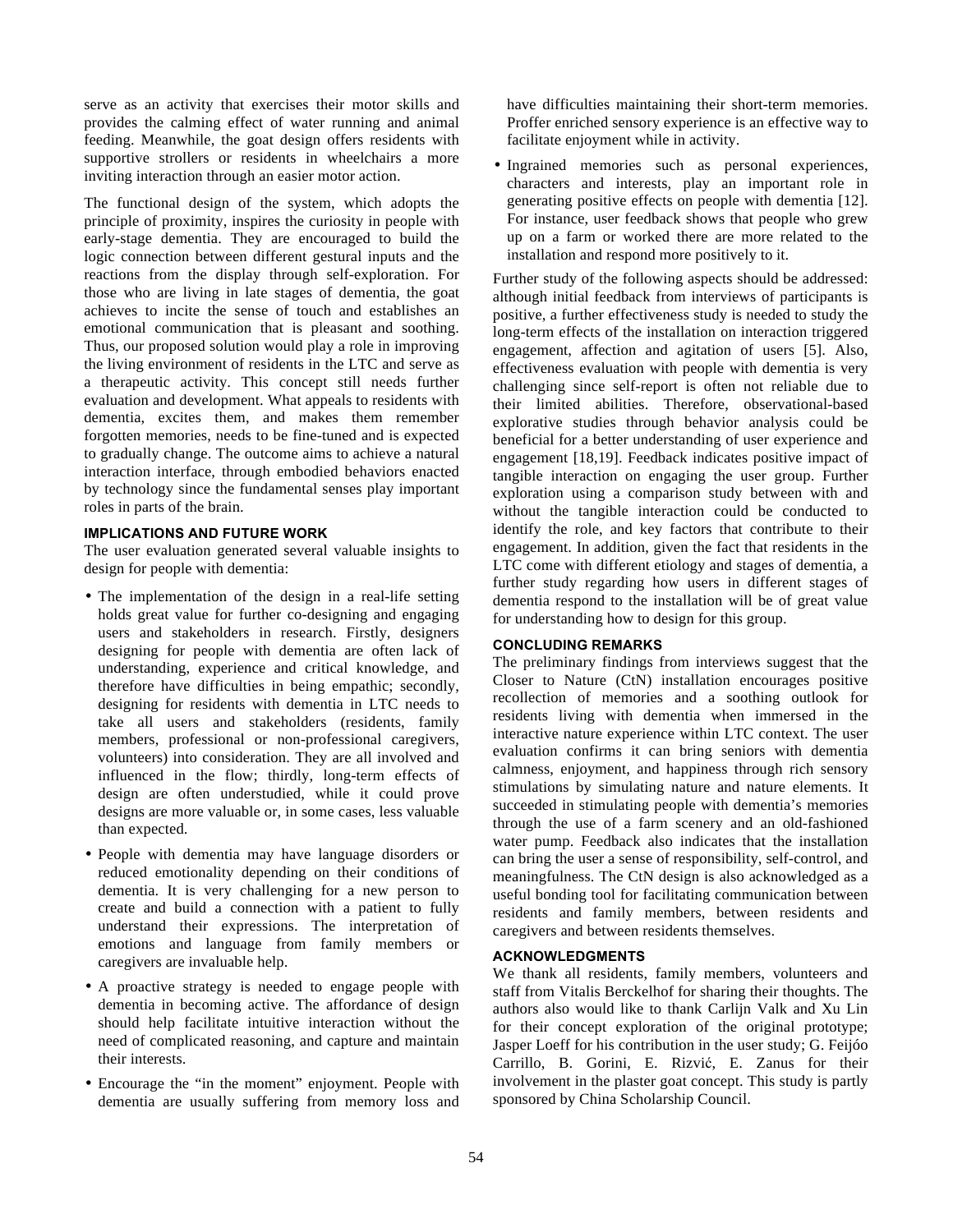serve as an activity that exercises their motor skills and provides the calming effect of water running and animal feeding. Meanwhile, the goat design offers residents with supportive strollers or residents in wheelchairs a more inviting interaction through an easier motor action.

The functional design of the system, which adopts the principle of proximity, inspires the curiosity in people with early-stage dementia. They are encouraged to build the logic connection between different gestural inputs and the reactions from the display through self-exploration. For those who are living in late stages of dementia, the goat achieves to incite the sense of touch and establishes an emotional communication that is pleasant and soothing. Thus, our proposed solution would play a role in improving the living environment of residents in the LTC and serve as a therapeutic activity. This concept still needs further evaluation and development. What appeals to residents with dementia, excites them, and makes them remember forgotten memories, needs to be fine-tuned and is expected to gradually change. The outcome aims to achieve a natural interaction interface, through embodied behaviors enacted by technology since the fundamental senses play important roles in parts of the brain.

## IMPLICATIONS AND FUTURE WORK

The user evaluation generated several valuable insights to design for people with dementia:

- The implementation of the design in a real-life setting holds great value for further co-designing and engaging users and stakeholders in research. Firstly, designers designing for people with dementia are often lack of understanding, experience and critical knowledge, and therefore have difficulties in being empathic; secondly, designing for residents with dementia in LTC needs to take all users and stakeholders (residents, family members, professional or non-professional caregivers, volunteers) into consideration. They are all involved and influenced in the flow; thirdly, long-term effects of design are often understudied, while it could prove designs are more valuable or, in some cases, less valuable than expected.
- People with dementia may have language disorders or reduced emotionality depending on their conditions of dementia. It is very challenging for a new person to create and build a connection with a patient to fully understand their expressions. The interpretation of emotions and language from family members or caregivers are invaluable help.
- A proactive strategy is needed to engage people with dementia in becoming active. The affordance of design should help facilitate intuitive interaction without the need of complicated reasoning, and capture and maintain their interests.
- Encourage the "in the moment" enjoyment. People with dementia are usually suffering from memory loss and have difficulties maintaining their short-term memories. Proffer enriched sensory experience is an effective way to facilitate enjoyment while in activity.
- Ingrained memories such as personal experiences, characters and interests, play an important role in generating positive effects on people with dementia [12]. For instance, user feedback shows that people who grew up on a farm or worked there are more related to the installation and respond more positively to it.

Further study of the following aspects should be addressed: although initial feedback from interviews of participants is positive, a further effectiveness study is needed to study the long-term effects of the installation on interaction triggered engagement, affection and agitation of users [5]. Also, effectiveness evaluation with people with dementia is very challenging since self-report is often not reliable due to their limited abilities. Therefore, observational-based explorative studies through behavior analysis could be beneficial for a better understanding of user experience and engagement [18,19]. Feedback indicates positive impact of tangible interaction on engaging the user group. Further exploration using a comparison study between with and without the tangible interaction could be conducted to identify the role, and key factors that contribute to their engagement. In addition, given the fact that residents in the LTC come with different etiology and stages of dementia, a further study regarding how users in different stages of dementia respond to the installation will be of great value for understanding how to design for this group.

## CONCLUDING REMARKS

The preliminary findings from interviews suggest that the Closer to Nature (CtN) installation encourages positive recollection of memories and a soothing outlook for residents living with dementia when immersed in the interactive nature experience within LTC context. The user evaluation confirms it can bring seniors with dementia calmness, enjoyment, and happiness through rich sensory stimulations by simulating nature and nature elements. It succeeded in stimulating people with dementia's memories through the use of a farm scenery and an old-fashioned water pump. Feedback also indicates that the installation can bring the user a sense of responsibility, self-control, and meaningfulness. The CtN design is also acknowledged as a useful bonding tool for facilitating communication between residents and family members, between residents and caregivers and between residents themselves.

## ACKNOWLEDGMENTS

We thank all residents, family members, volunteers and staff from Vitalis Berckelhof for sharing their thoughts. The authors also would like to thank Carlijn Valk and Xu Lin for their concept exploration of the original prototype; Jasper Loeff for his contribution in the user study; G. Feijóo Carrillo, B. Gorini, E. Rizvić, E. Zanus for their involvement in the plaster goat concept. This study is partly sponsored by China Scholarship Council.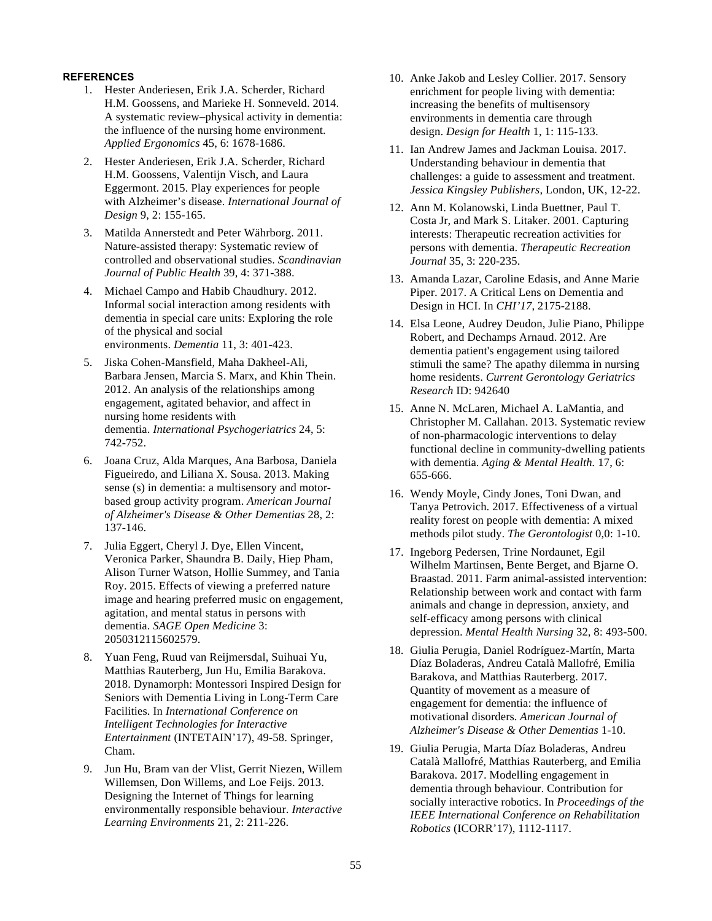## REFERENCES

1. Hester Anderiesen, Erik J.A. Scherder, Richard H.M. Goossens, and Marieke H. Sonneveld. 2014. A systematic review–physical activity in dementia: the influence of the nursing home environment. *Applied Ergonomics* 45, 6: 1678-1686.
2. Hester Anderiesen, Erik J.A. Scherder, Richard H.M. Goossens, Valentijn Visch, and Laura Eggermont. 2015. Play experiences for people with Alzheimer's disease. *International Journal of Design* 9, 2: 155-165.
3. Matilda Annerstedt and Peter Währborg. 2011. Nature-assisted therapy: Systematic review of controlled and observational studies. *Scandinavian Journal of Public Health* 39, 4: 371-388.
4. Michael Campo and Habib Chaudhury. 2012. Informal social interaction among residents with dementia in special care units: Exploring the role of the physical and social environments. *Dementia* 11, 3: 401-423.
5. Jiska Cohen-Mansfield, Maha Dakheel-Ali, Barbara Jensen, Marcia S. Marx, and Khin Thein. 2012. An analysis of the relationships among engagement, agitated behavior, and affect in nursing home residents with dementia. *International Psychogeriatrics* 24, 5: 742-752.
6. Joana Cruz, Alda Marques, Ana Barbosa, Daniela Figueiredo, and Liliana X. Sousa. 2013. Making sense (s) in dementia: a multisensory and motor-based group activity program. *American Journal of Alzheimer's Disease & Other Dementias* 28, 2: 137-146.
7. Julia Eggert, Cheryl J. Dye, Ellen Vincent, Veronica Parker, Shaundra B. Daily, Hiep Pham, Alison Turner Watson, Hollie Summey, and Tania Roy. 2015. Effects of viewing a preferred nature image and hearing preferred music on engagement, agitation, and mental status in persons with dementia. *SAGE Open Medicine* 3: 2050312115602579.
8. Yuan Feng, Ruud van Reijmersdal, Suihuai Yu, Matthias Rauterberg, Jun Hu, Emilia Barakova. 2018. Dynamorph: Montessori Inspired Design for Seniors with Dementia Living in Long-Term Care Facilities. In *International Conference on Intelligent Technologies for Interactive Entertainment* (INTETAIN'17), 49-58. Springer, Cham.
9. Jun Hu, Bram van der Vlist, Gerrit Niezen, Willem Willemsen, Don Willems, and Loe Feijs. 2013. Designing the Internet of Things for learning environmentally responsible behaviour. *Interactive Learning Environments* 21, 2: 211-226.
10. Anke Jakob and Lesley Collier. 2017. Sensory enrichment for people living with dementia: increasing the benefits of multisensory environments in dementia care through design. *Design for Health* 1, 1: 115-133.
11. Ian Andrew James and Jackman Louisa. 2017. Understanding behaviour in dementia that challenges: a guide to assessment and treatment. *Jessica Kingsley Publishers*, London, UK, 12-22.
12. Ann M. Kolanowski, Linda Buettner, Paul T. Costa Jr, and Mark S. Litaker. 2001. Capturing interests: Therapeutic recreation activities for persons with dementia. *Therapeutic Recreation Journal* 35, 3: 220-235.
13. Amanda Lazar, Caroline Edasis, and Anne Marie Piper. 2017. A Critical Lens on Dementia and Design in HCI. In *CHI'17*, 2175-2188.
14. Elsa Leone, Audrey Deudon, Julie Piano, Philippe Robert, and Dechamps Arnaud. 2012. Are dementia patient's engagement using tailored stimuli the same? The apathy dilemma in nursing home residents. *Current Gerontology Geriatrics Research* ID: 942640
15. Anne N. McLaren, Michael A. LaMantia, and Christopher M. Callahan. 2013. Systematic review of non-pharmacologic interventions to delay functional decline in community-dwelling patients with dementia. *Aging & Mental Health.* 17, 6: 655-666.
16. Wendy Moyle, Cindy Jones, Toni Dwan, and Tanya Petrovich. 2017. Effectiveness of a virtual reality forest on people with dementia: A mixed methods pilot study. *The Gerontologist* 0,0: 1-10.
17. Ingeborg Pedersen, Trine Nordaunet, Egil Wilhelm Martinsen, Bente Berget, and Bjarne O. Braastad. 2011. Farm animal-assisted intervention: Relationship between work and contact with farm animals and change in depression, anxiety, and self-efficacy among persons with clinical depression. *Mental Health Nursing* 32, 8: 493-500.
18. Giulia Perugia, Daniel Rodríguez-Martín, Marta Díaz Boladeras, Andreu Català Mallofré, Emilia Barakova, and Matthias Rauterberg. 2017. Quantity of movement as a measure of engagement for dementia: the influence of motivational disorders. *American Journal of Alzheimer's Disease & Other Dementias* 1-10.
19. Giulia Perugia, Marta Díaz Boladeras, Andreu Català Mallofré, Matthias Rauterberg, and Emilia Barakova. 2017. Modelling engagement in dementia through behaviour. Contribution for socially interactive robotics. In *Proceedings of the IEEE International Conference on Rehabilitation Robotics* (ICORR'17), 1112-1117.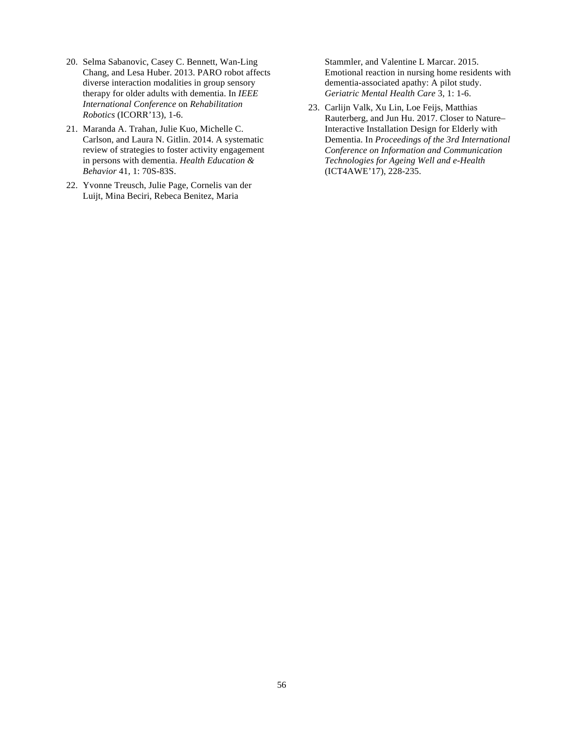20. Selma Sabanovic, Casey C. Bennett, Wan-Ling Chang, and Lesa Huber. 2013. PARO robot affects diverse interaction modalities in group sensory therapy for older adults with dementia. In *IEEE International Conference* on *Rehabilitation Robotics* (ICORR'13), 1-6.

21. Maranda A. Trahan, Julie Kuo, Michelle C. Carlson, and Laura N. Gitlin. 2014. A systematic review of strategies to foster activity engagement in persons with dementia. *Health Education & Behavior* 41, 1: 70S-83S.

22. Yvonne Treusch, Julie Page, Cornelis van der Luijt, Mina Beciri, Rebeca Benitez, Maria Stammler, and Valentine L Marcar. 2015. Emotional reaction in nursing home residents with dementia-associated apathy: A pilot study. *Geriatric Mental Health Care* 3, 1: 1-6.

23. Carlijn Valk, Xu Lin, Loe Feijs, Matthias Rauterberg, and Jun Hu. 2017. Closer to Nature– Interactive Installation Design for Elderly with Dementia. In *Proceedings of the 3rd International Conference on Information and Communication Technologies for Ageing Well and e-Health* (ICT4AWE'17), 228-235.